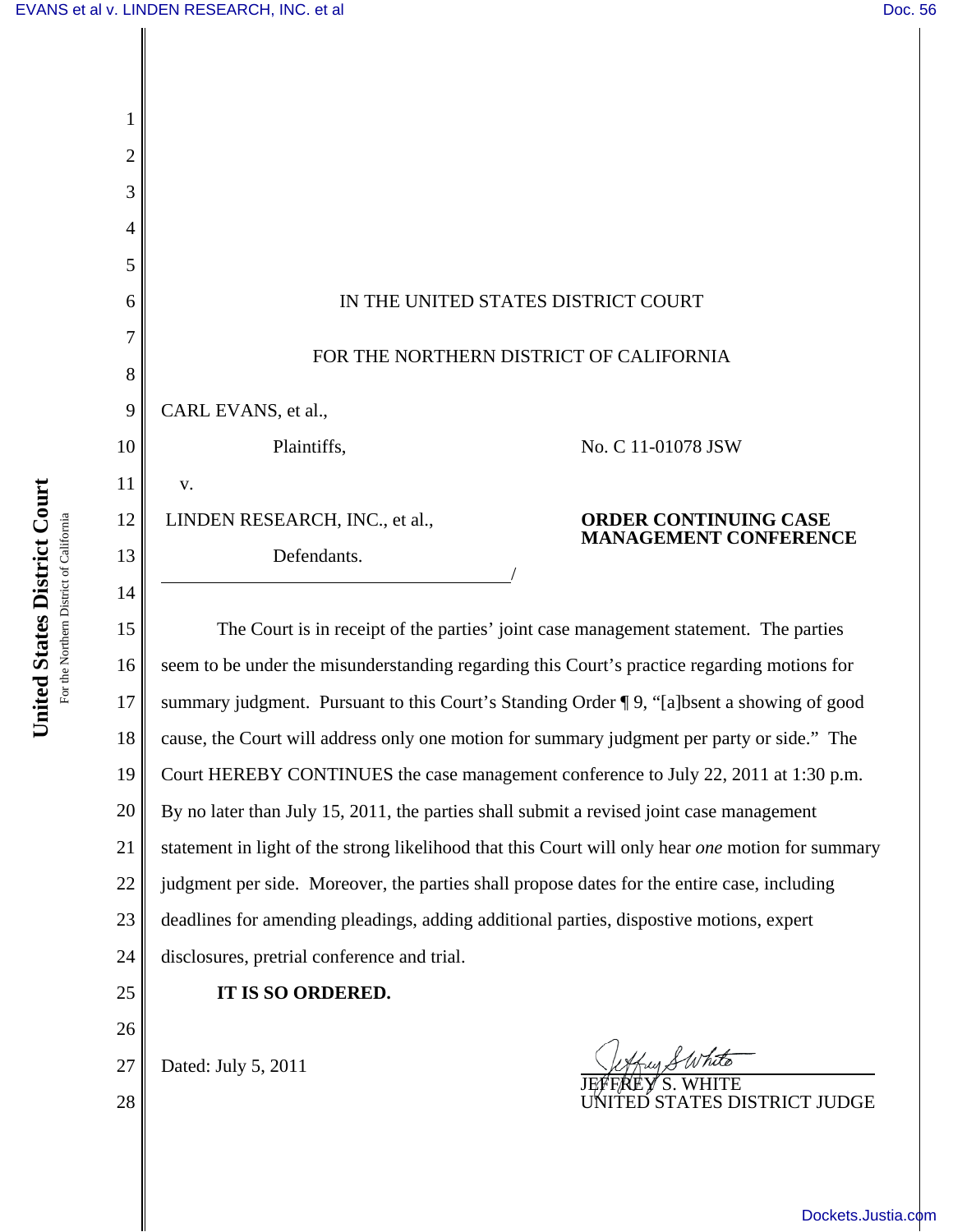IN THE UNITED STATES DISTRICT COURT

FOR THE NORTHERN DISTRICT OF CALIFORNIA

CARL EVANS, et al.,

Plaintiffs,

v.

LINDEN RESEARCH, INC., et al.,

Defendants.

No. C 11-01078 JSW

**ORDER CONTINUING CASE MANAGEMENT CONFERENCE**

The Court is in receipt of the parties' joint case management statement. The parties seem to be under the misunderstanding regarding this Court's practice regarding motions for summary judgment. Pursuant to this Court's Standing Order ¶ 9, "[a]bsent a showing of good cause, the Court will address only one motion for summary judgment per party or side." The Court HEREBY CONTINUES the case management conference to July 22, 2011 at 1:30 p.m. By no later than July 15, 2011, the parties shall submit a revised joint case management statement in light of the strong likelihood that this Court will only hear *one* motion for summary judgment per side. Moreover, the parties shall propose dates for the entire case, including deadlines for amending pleadings, adding additional parties, dispostive motions, expert disclosures, pretrial conference and trial.

**IT IS SO ORDERED.**

Dated: July 5, 2011

JEFFREY S. WHITE
UNITED STATES DISTRICT JUDGE